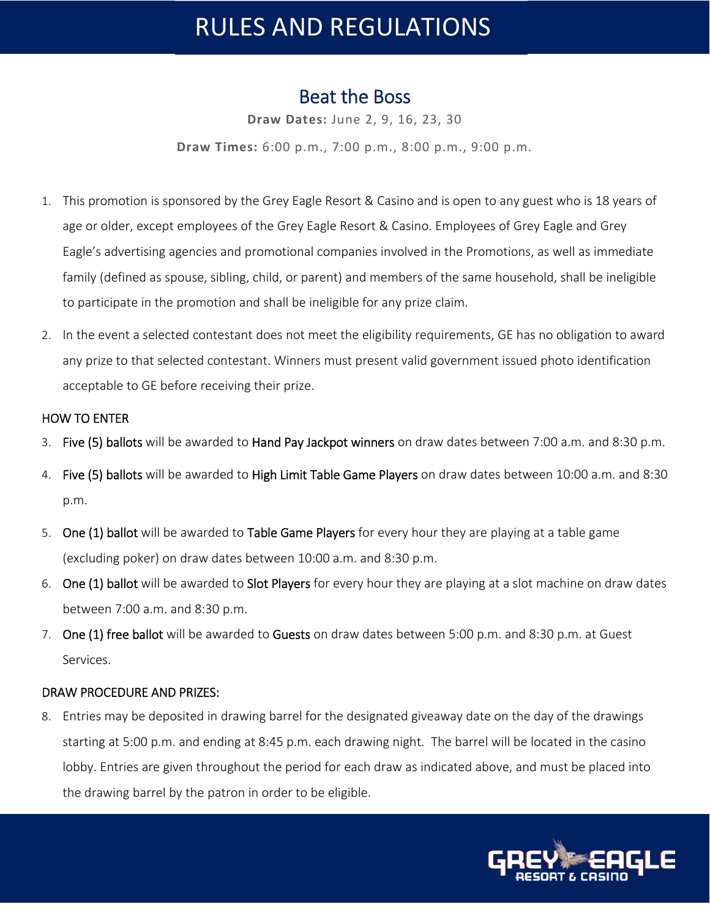# RULES AND REGULATIONS

## Beat the Boss

**Draw Dates:** June 2, 9, 16, 23, 30

**Draw Times:** 6:00 p.m., 7:00 p.m., 8:00 p.m., 9:00 p.m.

1. This promotion is sponsored by the Grey Eagle Resort & Casino and is open to any guest who is 18 years of age or older, except employees of the Grey Eagle Resort & Casino. Employees of Grey Eagle and Grey Eagle's advertising agencies and promotional companies involved in the Promotions, as well as immediate family (defined as spouse, sibling, child, or parent) and members of the same household, shall be ineligible to participate in the promotion and shall be ineligible for any prize claim.
2. In the event a selected contestant does not meet the eligibility requirements, GE has no obligation to award any prize to that selected contestant. Winners must present valid government issued photo identification acceptable to GE before receiving their prize.

HOW TO ENTER

3. Five (5) ballots will be awarded to Hand Pay Jackpot winners on draw dates between 7:00 a.m. and 8:30 p.m.
4. Five (5) ballots will be awarded to High Limit Table Game Players on draw dates between 10:00 a.m. and 8:30 p.m.
5. One (1) ballot will be awarded to Table Game Players for every hour they are playing at a table game (excluding poker) on draw dates between 10:00 a.m. and 8:30 p.m.
6. One (1) ballot will be awarded to Slot Players for every hour they are playing at a slot machine on draw dates between 7:00 a.m. and 8:30 p.m.
7. One (1) free ballot will be awarded to Guests on draw dates between 5:00 p.m. and 8:30 p.m. at Guest Services.

DRAW PROCEDURE AND PRIZES:

8. Entries may be deposited in drawing barrel for the designated giveaway date on the day of the drawings starting at 5:00 p.m. and ending at 8:45 p.m. each drawing night. The barrel will be located in the casino lobby. Entries are given throughout the period for each draw as indicated above, and must be placed into the drawing barrel by the patron in order to be eligible.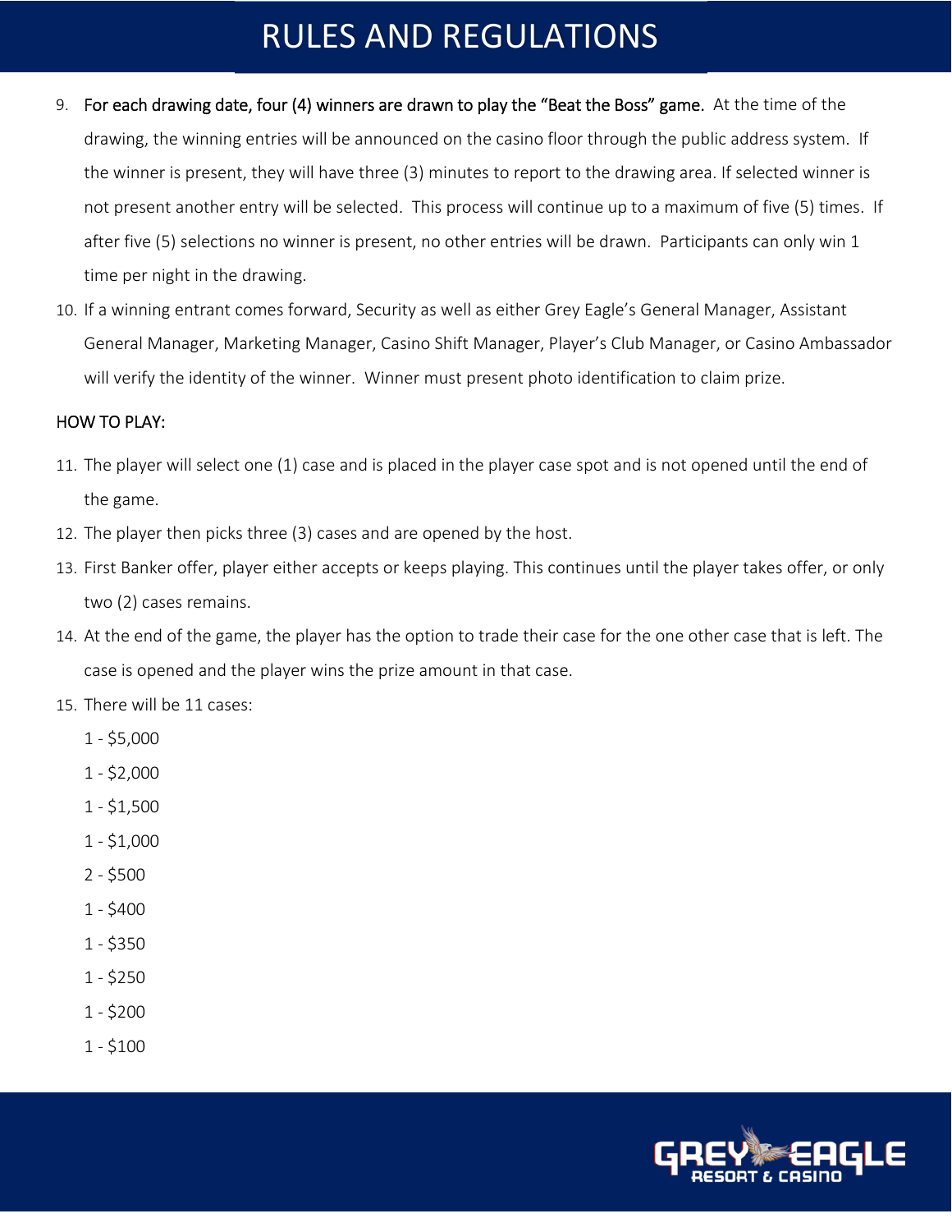# RULES AND REGULATIONS

9. For each drawing date, four (4) winners are drawn to play the "Beat the Boss" game. At the time of the drawing, the winning entries will be announced on the casino floor through the public address system. If the winner is present, they will have three (3) minutes to report to the drawing area. If selected winner is not present another entry will be selected. This process will continue up to a maximum of five (5) times. If after five (5) selections no winner is present, no other entries will be drawn. Participants can only win 1 time per night in the drawing.
10. If a winning entrant comes forward, Security as well as either Grey Eagle's General Manager, Assistant General Manager, Marketing Manager, Casino Shift Manager, Player's Club Manager, or Casino Ambassador will verify the identity of the winner. Winner must present photo identification to claim prize.

HOW TO PLAY:

11. The player will select one (1) case and is placed in the player case spot and is not opened until the end of the game.
12. The player then picks three (3) cases and are opened by the host.
13. First Banker offer, player either accepts or keeps playing. This continues until the player takes offer, or only two (2) cases remains.
14. At the end of the game, the player has the option to trade their case for the one other case that is left. The case is opened and the player wins the prize amount in that case.
15. There will be 11 cases:

    1 - $5,000

    1 - $2,000

    1 - $1,500

    1 - $1,000

    2 - $500

    1 - $400

    1 - $350

    1 - $250

    1 - $200

    1 - $100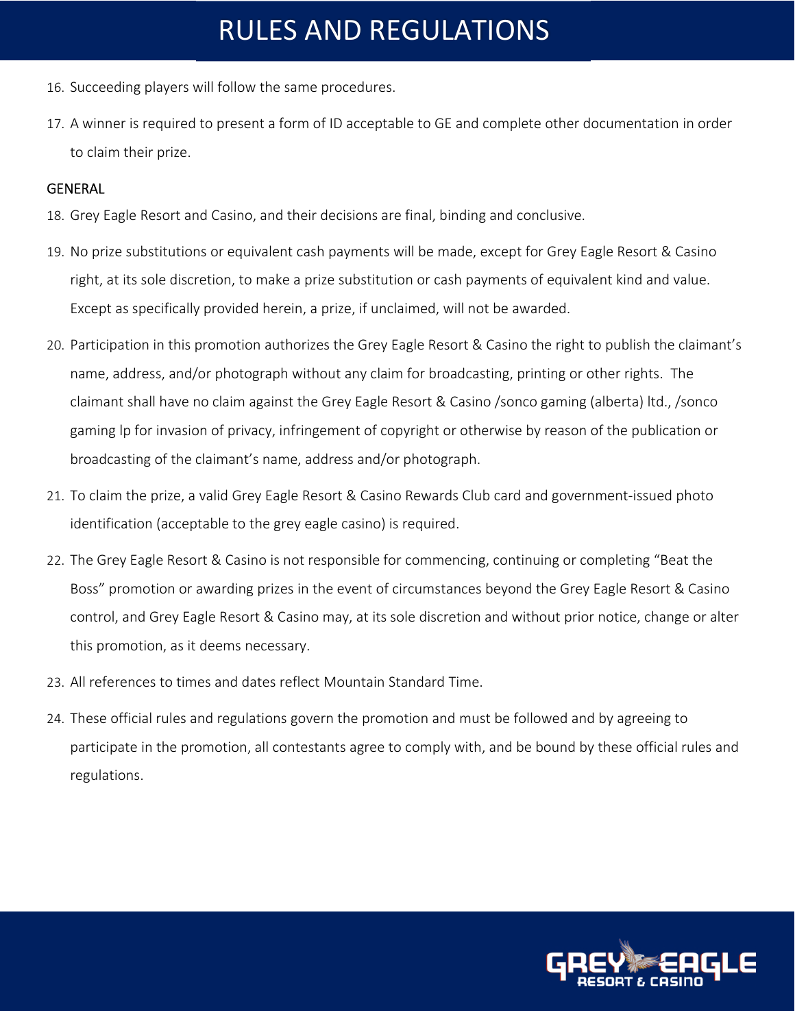// RULES AND REGULATIONS (page 3 of 3)

# RULES AND REGULATIONS

16. Succeeding players will follow the same procedures.

17. A winner is required to present a form of ID acceptable to GE and complete other documentation in order to claim their prize.

GENERAL

18. Grey Eagle Resort and Casino, and their decisions are final, binding and conclusive.

19. No prize substitutions or equivalent cash payments will be made, except for Grey Eagle Resort & Casino right, at its sole discretion, to make a prize substitution or cash payments of equivalent kind and value. Except as specifically provided herein, a prize, if unclaimed, will not be awarded.

20. Participation in this promotion authorizes the Grey Eagle Resort & Casino the right to publish the claimant's name, address, and/or photograph without any claim for broadcasting, printing or other rights. The claimant shall have no claim against the Grey Eagle Resort & Casino /sonco gaming (alberta) ltd., /sonco gaming lp for invasion of privacy, infringement of copyright or otherwise by reason of the publication or broadcasting of the claimant's name, address and/or photograph.

21. To claim the prize, a valid Grey Eagle Resort & Casino Rewards Club card and government-issued photo identification (acceptable to the grey eagle casino) is required.

22. The Grey Eagle Resort & Casino is not responsible for commencing, continuing or completing "Beat the Boss" promotion or awarding prizes in the event of circumstances beyond the Grey Eagle Resort & Casino control, and Grey Eagle Resort & Casino may, at its sole discretion and without prior notice, change or alter this promotion, as it deems necessary.

23. All references to times and dates reflect Mountain Standard Time.

24. These official rules and regulations govern the promotion and must be followed and by agreeing to participate in the promotion, all contestants agree to comply with, and be bound by these official rules and regulations.

GREY EAGLE RESORT & CASINO